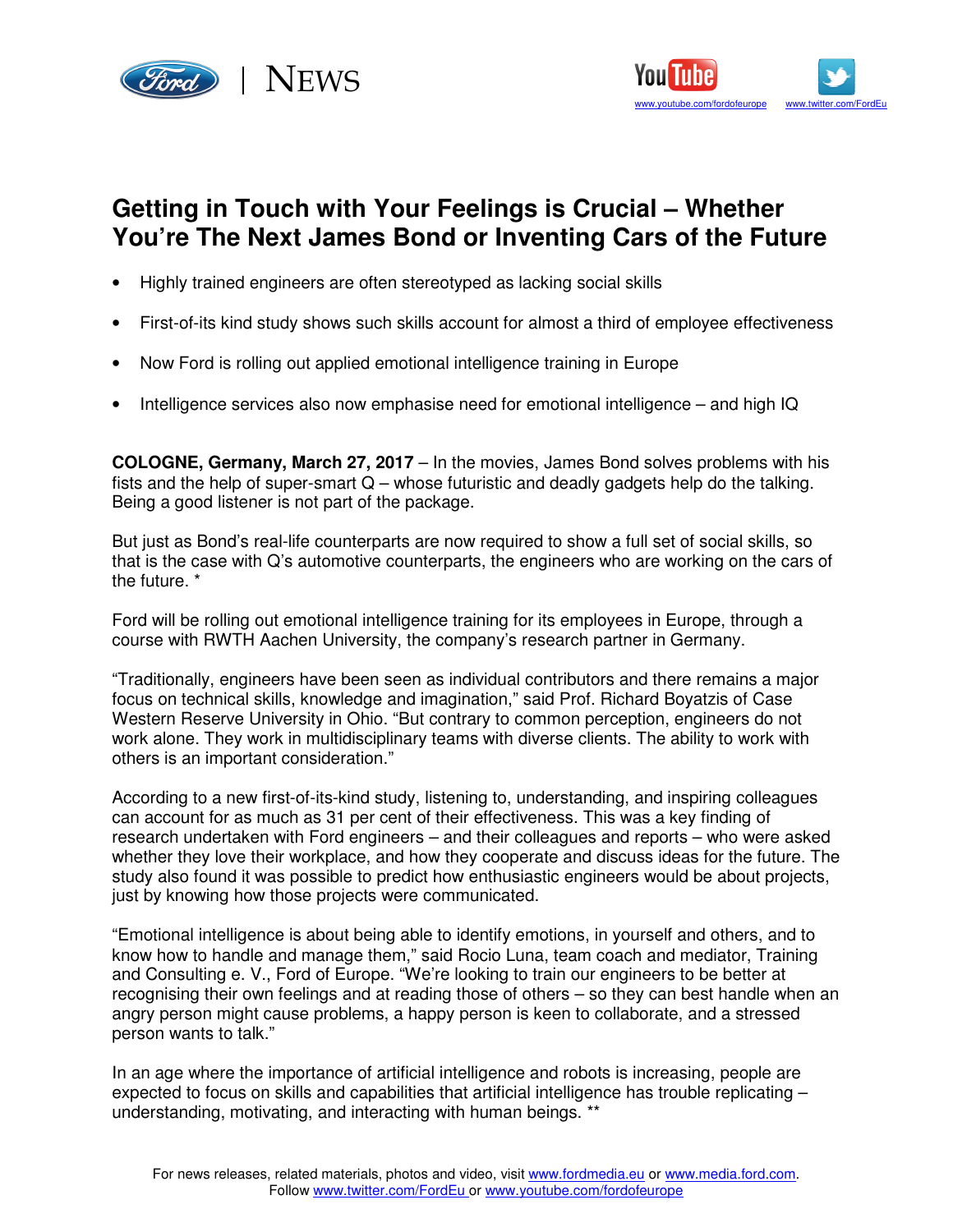# Getting in Touch with Your Feelings is Crucial – Whether You're The Next James Bond or Inventing Cars of the Future

- Highly trained engineers are often stereotyped as lacking social skills
- First-of-its kind study shows such skills account for almost a third of employee effectiveness
- Now Ford is rolling out applied emotional intelligence training in Europe
- Intelligence services also now emphasise need for emotional intelligence – and high IQ

**COLOGNE, Germany, March 27, 2017** – In the movies, James Bond solves problems with his fists and the help of super-smart Q – whose futuristic and deadly gadgets help do the talking. Being a good listener is not part of the package.

But just as Bond's real-life counterparts are now required to show a full set of social skills, so that is the case with Q's automotive counterparts, the engineers who are working on the cars of the future. *

Ford will be rolling out emotional intelligence training for its employees in Europe, through a course with RWTH Aachen University, the company's research partner in Germany.

"Traditionally, engineers have been seen as individual contributors and there remains a major focus on technical skills, knowledge and imagination," said Prof. Richard Boyatzis of Case Western Reserve University in Ohio. "But contrary to common perception, engineers do not work alone. They work in multidisciplinary teams with diverse clients. The ability to work with others is an important consideration."

According to a new first-of-its-kind study, listening to, understanding, and inspiring colleagues can account for as much as 31 per cent of their effectiveness. This was a key finding of research undertaken with Ford engineers – and their colleagues and reports – who were asked whether they love their workplace, and how they cooperate and discuss ideas for the future. The study also found it was possible to predict how enthusiastic engineers would be about projects, just by knowing how those projects were communicated.

"Emotional intelligence is about being able to identify emotions, in yourself and others, and to know how to handle and manage them," said Rocio Luna, team coach and mediator, Training and Consulting e. V., Ford of Europe. "We're looking to train our engineers to be better at recognising their own feelings and at reading those of others – so they can best handle when an angry person might cause problems, a happy person is keen to collaborate, and a stressed person wants to talk."

In an age where the importance of artificial intelligence and robots is increasing, people are expected to focus on skills and capabilities that artificial intelligence has trouble replicating – understanding, motivating, and interacting with human beings. **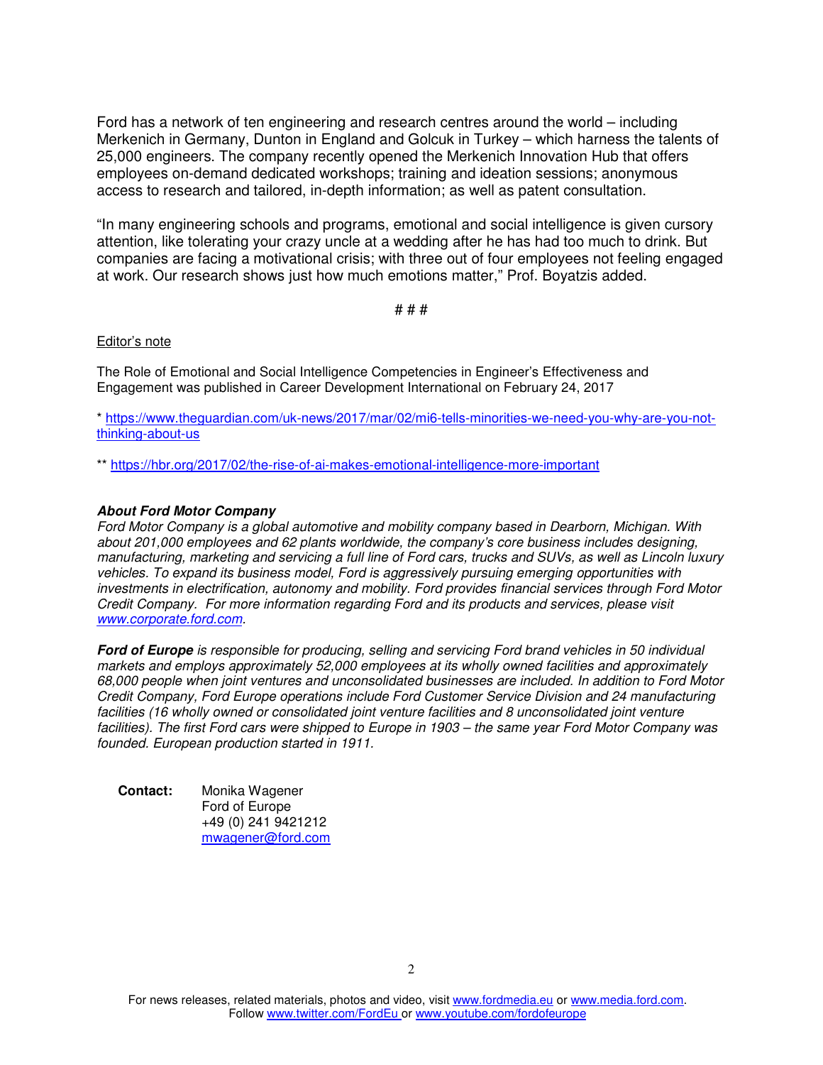Ford has a network of ten engineering and research centres around the world – including Merkenich in Germany, Dunton in England and Golcuk in Turkey – which harness the talents of 25,000 engineers. The company recently opened the Merkenich Innovation Hub that offers employees on-demand dedicated workshops; training and ideation sessions; anonymous access to research and tailored, in-depth information; as well as patent consultation.

"In many engineering schools and programs, emotional and social intelligence is given cursory attention, like tolerating your crazy uncle at a wedding after he has had too much to drink. But companies are facing a motivational crisis; with three out of four employees not feeling engaged at work. Our research shows just how much emotions matter," Prof. Boyatzis added.

# # #

Editor's note

The Role of Emotional and Social Intelligence Competencies in Engineer's Effectiveness and Engagement was published in Career Development International on February 24, 2017

* https://www.theguardian.com/uk-news/2017/mar/02/mi6-tells-minorities-we-need-you-why-are-you-not-thinking-about-us

** https://hbr.org/2017/02/the-rise-of-ai-makes-emotional-intelligence-more-important

***About Ford Motor Company***
*Ford Motor Company is a global automotive and mobility company based in Dearborn, Michigan. With about 201,000 employees and 62 plants worldwide, the company's core business includes designing, manufacturing, marketing and servicing a full line of Ford cars, trucks and SUVs, as well as Lincoln luxury vehicles. To expand its business model, Ford is aggressively pursuing emerging opportunities with investments in electrification, autonomy and mobility. Ford provides financial services through Ford Motor Credit Company. For more information regarding Ford and its products and services, please visit www.corporate.ford.com.*

***Ford of Europe*** *is responsible for producing, selling and servicing Ford brand vehicles in 50 individual markets and employs approximately 52,000 employees at its wholly owned facilities and approximately 68,000 people when joint ventures and unconsolidated businesses are included. In addition to Ford Motor Credit Company, Ford Europe operations include Ford Customer Service Division and 24 manufacturing facilities (16 wholly owned or consolidated joint venture facilities and 8 unconsolidated joint venture facilities). The first Ford cars were shipped to Europe in 1903 – the same year Ford Motor Company was founded. European production started in 1911.*

**Contact:** Monika Wagener
Ford of Europe
+49 (0) 241 9421212
mwagener@ford.com

For news releases, related materials, photos and video, visit www.fordmedia.eu or www.media.ford.com.
Follow www.twitter.com/FordEu or www.youtube.com/fordofeurope